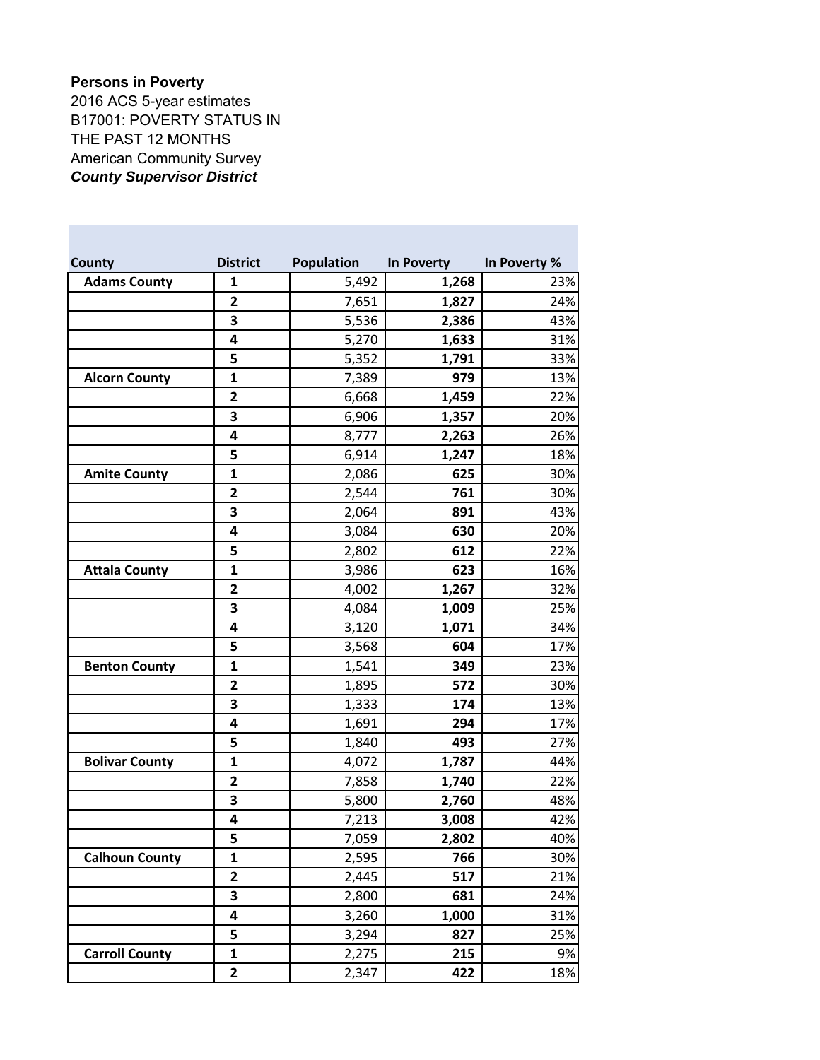**Persons in Poverty**
2016 ACS 5-year estimates
B17001: POVERTY STATUS IN THE PAST 12 MONTHS
American Community Survey
***County Supervisor District***

| County | District | Population | In Poverty | In Poverty % |
|---|---|---|---|---|
| **Adams County** | **1** | 5,492 | **1,268** | 23% |
| | **2** | 7,651 | **1,827** | 24% |
| | **3** | 5,536 | **2,386** | 43% |
| | **4** | 5,270 | **1,633** | 31% |
| | **5** | 5,352 | **1,791** | 33% |
| **Alcorn County** | **1** | 7,389 | **979** | 13% |
| | **2** | 6,668 | **1,459** | 22% |
| | **3** | 6,906 | **1,357** | 20% |
| | **4** | 8,777 | **2,263** | 26% |
| | **5** | 6,914 | **1,247** | 18% |
| **Amite County** | **1** | 2,086 | **625** | 30% |
| | **2** | 2,544 | **761** | 30% |
| | **3** | 2,064 | **891** | 43% |
| | **4** | 3,084 | **630** | 20% |
| | **5** | 2,802 | **612** | 22% |
| **Attala County** | **1** | 3,986 | **623** | 16% |
| | **2** | 4,002 | **1,267** | 32% |
| | **3** | 4,084 | **1,009** | 25% |
| | **4** | 3,120 | **1,071** | 34% |
| | **5** | 3,568 | **604** | 17% |
| **Benton County** | **1** | 1,541 | **349** | 23% |
| | **2** | 1,895 | **572** | 30% |
| | **3** | 1,333 | **174** | 13% |
| | **4** | 1,691 | **294** | 17% |
| | **5** | 1,840 | **493** | 27% |
| **Bolivar County** | **1** | 4,072 | **1,787** | 44% |
| | **2** | 7,858 | **1,740** | 22% |
| | **3** | 5,800 | **2,760** | 48% |
| | **4** | 7,213 | **3,008** | 42% |
| | **5** | 7,059 | **2,802** | 40% |
| **Calhoun County** | **1** | 2,595 | **766** | 30% |
| | **2** | 2,445 | **517** | 21% |
| | **3** | 2,800 | **681** | 24% |
| | **4** | 3,260 | **1,000** | 31% |
| | **5** | 3,294 | **827** | 25% |
| **Carroll County** | **1** | 2,275 | **215** | 9% |
| | **2** | 2,347 | **422** | 18% |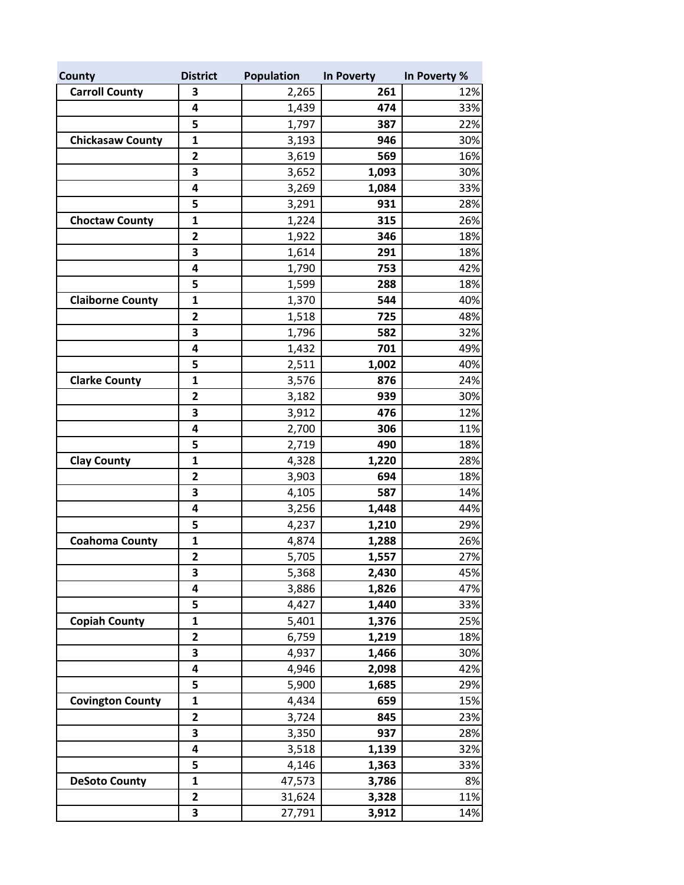| County | District | Population | In Poverty | In Poverty % |
|---|---|---|---|---|
| **Carroll County** | **3** | 2,265 | **261** | 12% |
| | **4** | 1,439 | **474** | 33% |
| | **5** | 1,797 | **387** | 22% |
| **Chickasaw County** | **1** | 3,193 | **946** | 30% |
| | **2** | 3,619 | **569** | 16% |
| | **3** | 3,652 | **1,093** | 30% |
| | **4** | 3,269 | **1,084** | 33% |
| | **5** | 3,291 | **931** | 28% |
| **Choctaw County** | **1** | 1,224 | **315** | 26% |
| | **2** | 1,922 | **346** | 18% |
| | **3** | 1,614 | **291** | 18% |
| | **4** | 1,790 | **753** | 42% |
| | **5** | 1,599 | **288** | 18% |
| **Claiborne County** | **1** | 1,370 | **544** | 40% |
| | **2** | 1,518 | **725** | 48% |
| | **3** | 1,796 | **582** | 32% |
| | **4** | 1,432 | **701** | 49% |
| | **5** | 2,511 | **1,002** | 40% |
| **Clarke County** | **1** | 3,576 | **876** | 24% |
| | **2** | 3,182 | **939** | 30% |
| | **3** | 3,912 | **476** | 12% |
| | **4** | 2,700 | **306** | 11% |
| | **5** | 2,719 | **490** | 18% |
| **Clay County** | **1** | 4,328 | **1,220** | 28% |
| | **2** | 3,903 | **694** | 18% |
| | **3** | 4,105 | **587** | 14% |
| | **4** | 3,256 | **1,448** | 44% |
| | **5** | 4,237 | **1,210** | 29% |
| **Coahoma County** | **1** | 4,874 | **1,288** | 26% |
| | **2** | 5,705 | **1,557** | 27% |
| | **3** | 5,368 | **2,430** | 45% |
| | **4** | 3,886 | **1,826** | 47% |
| | **5** | 4,427 | **1,440** | 33% |
| **Copiah County** | **1** | 5,401 | **1,376** | 25% |
| | **2** | 6,759 | **1,219** | 18% |
| | **3** | 4,937 | **1,466** | 30% |
| | **4** | 4,946 | **2,098** | 42% |
| | **5** | 5,900 | **1,685** | 29% |
| **Covington County** | **1** | 4,434 | **659** | 15% |
| | **2** | 3,724 | **845** | 23% |
| | **3** | 3,350 | **937** | 28% |
| | **4** | 3,518 | **1,139** | 32% |
| | **5** | 4,146 | **1,363** | 33% |
| **DeSoto County** | **1** | 47,573 | **3,786** | 8% |
| | **2** | 31,624 | **3,328** | 11% |
| | **3** | 27,791 | **3,912** | 14% |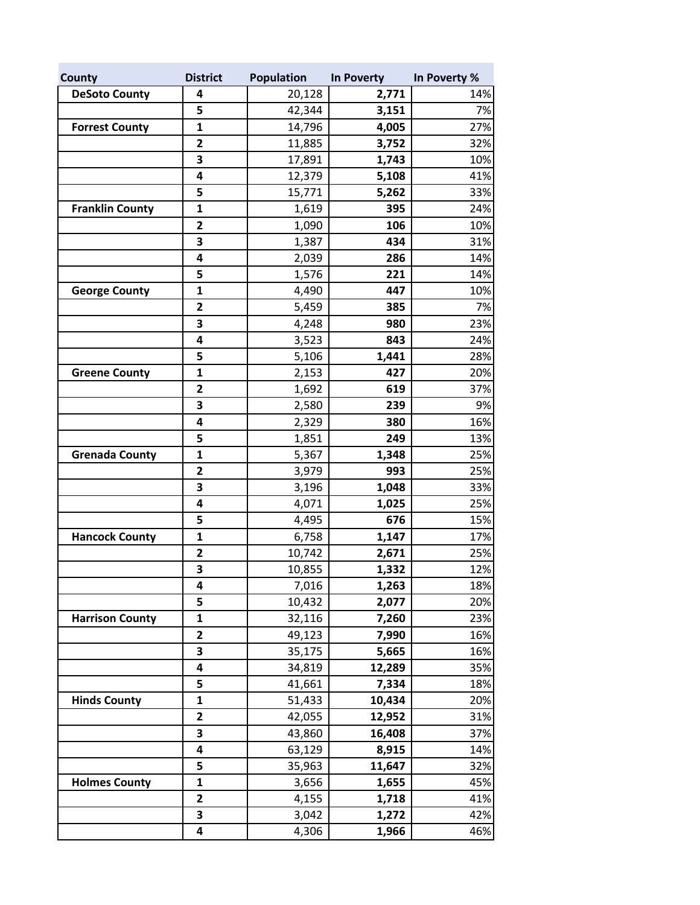| County | District | Population | In Poverty | In Poverty % |
|---|---|---|---|---|
| **DeSoto County** | **4** | 20,128 | **2,771** | 14% |
| | **5** | 42,344 | **3,151** | 7% |
| **Forrest County** | **1** | 14,796 | **4,005** | 27% |
| | **2** | 11,885 | **3,752** | 32% |
| | **3** | 17,891 | **1,743** | 10% |
| | **4** | 12,379 | **5,108** | 41% |
| | **5** | 15,771 | **5,262** | 33% |
| **Franklin County** | **1** | 1,619 | **395** | 24% |
| | **2** | 1,090 | **106** | 10% |
| | **3** | 1,387 | **434** | 31% |
| | **4** | 2,039 | **286** | 14% |
| | **5** | 1,576 | **221** | 14% |
| **George County** | **1** | 4,490 | **447** | 10% |
| | **2** | 5,459 | **385** | 7% |
| | **3** | 4,248 | **980** | 23% |
| | **4** | 3,523 | **843** | 24% |
| | **5** | 5,106 | **1,441** | 28% |
| **Greene County** | **1** | 2,153 | **427** | 20% |
| | **2** | 1,692 | **619** | 37% |
| | **3** | 2,580 | **239** | 9% |
| | **4** | 2,329 | **380** | 16% |
| | **5** | 1,851 | **249** | 13% |
| **Grenada County** | **1** | 5,367 | **1,348** | 25% |
| | **2** | 3,979 | **993** | 25% |
| | **3** | 3,196 | **1,048** | 33% |
| | **4** | 4,071 | **1,025** | 25% |
| | **5** | 4,495 | **676** | 15% |
| **Hancock County** | **1** | 6,758 | **1,147** | 17% |
| | **2** | 10,742 | **2,671** | 25% |
| | **3** | 10,855 | **1,332** | 12% |
| | **4** | 7,016 | **1,263** | 18% |
| | **5** | 10,432 | **2,077** | 20% |
| **Harrison County** | **1** | 32,116 | **7,260** | 23% |
| | **2** | 49,123 | **7,990** | 16% |
| | **3** | 35,175 | **5,665** | 16% |
| | **4** | 34,819 | **12,289** | 35% |
| | **5** | 41,661 | **7,334** | 18% |
| **Hinds County** | **1** | 51,433 | **10,434** | 20% |
| | **2** | 42,055 | **12,952** | 31% |
| | **3** | 43,860 | **16,408** | 37% |
| | **4** | 63,129 | **8,915** | 14% |
| | **5** | 35,963 | **11,647** | 32% |
| **Holmes County** | **1** | 3,656 | **1,655** | 45% |
| | **2** | 4,155 | **1,718** | 41% |
| | **3** | 3,042 | **1,272** | 42% |
| | **4** | 4,306 | **1,966** | 46% |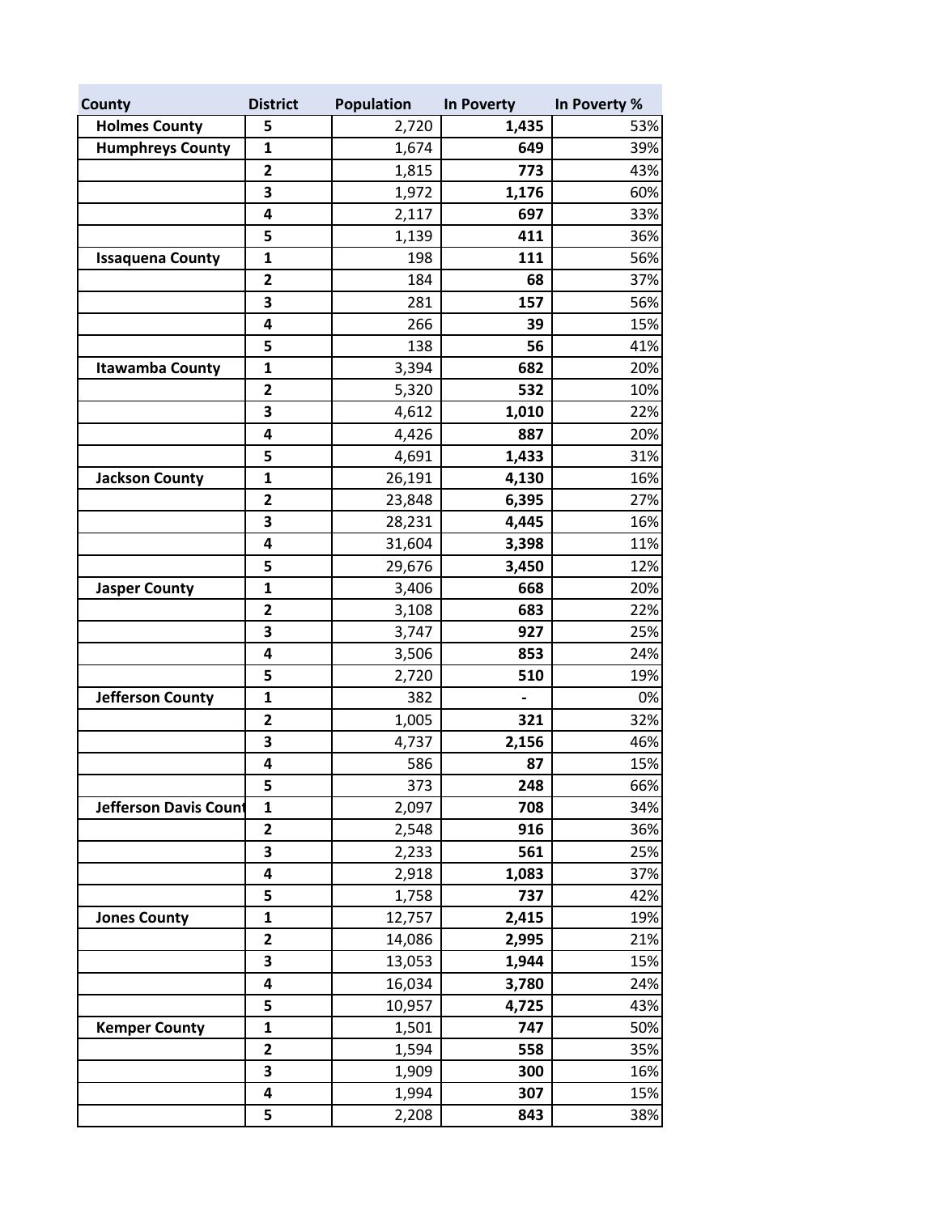| County | District | Population | In Poverty | In Poverty % |
|---|---|---|---|---|
| **Holmes County** | **5** | 2,720 | **1,435** | 53% |
| **Humphreys County** | **1** | 1,674 | **649** | 39% |
| | **2** | 1,815 | **773** | 43% |
| | **3** | 1,972 | **1,176** | 60% |
| | **4** | 2,117 | **697** | 33% |
| | **5** | 1,139 | **411** | 36% |
| **Issaquena County** | **1** | 198 | **111** | 56% |
| | **2** | 184 | **68** | 37% |
| | **3** | 281 | **157** | 56% |
| | **4** | 266 | **39** | 15% |
| | **5** | 138 | **56** | 41% |
| **Itawamba County** | **1** | 3,394 | **682** | 20% |
| | **2** | 5,320 | **532** | 10% |
| | **3** | 4,612 | **1,010** | 22% |
| | **4** | 4,426 | **887** | 20% |
| | **5** | 4,691 | **1,433** | 31% |
| **Jackson County** | **1** | 26,191 | **4,130** | 16% |
| | **2** | 23,848 | **6,395** | 27% |
| | **3** | 28,231 | **4,445** | 16% |
| | **4** | 31,604 | **3,398** | 11% |
| | **5** | 29,676 | **3,450** | 12% |
| **Jasper County** | **1** | 3,406 | **668** | 20% |
| | **2** | 3,108 | **683** | 22% |
| | **3** | 3,747 | **927** | 25% |
| | **4** | 3,506 | **853** | 24% |
| | **5** | 2,720 | **510** | 19% |
| **Jefferson County** | **1** | 382 | **-** | 0% |
| | **2** | 1,005 | **321** | 32% |
| | **3** | 4,737 | **2,156** | 46% |
| | **4** | 586 | **87** | 15% |
| | **5** | 373 | **248** | 66% |
| **Jefferson Davis Count** | **1** | 2,097 | **708** | 34% |
| | **2** | 2,548 | **916** | 36% |
| | **3** | 2,233 | **561** | 25% |
| | **4** | 2,918 | **1,083** | 37% |
| | **5** | 1,758 | **737** | 42% |
| **Jones County** | **1** | 12,757 | **2,415** | 19% |
| | **2** | 14,086 | **2,995** | 21% |
| | **3** | 13,053 | **1,944** | 15% |
| | **4** | 16,034 | **3,780** | 24% |
| | **5** | 10,957 | **4,725** | 43% |
| **Kemper County** | **1** | 1,501 | **747** | 50% |
| | **2** | 1,594 | **558** | 35% |
| | **3** | 1,909 | **300** | 16% |
| | **4** | 1,994 | **307** | 15% |
| | **5** | 2,208 | **843** | 38% |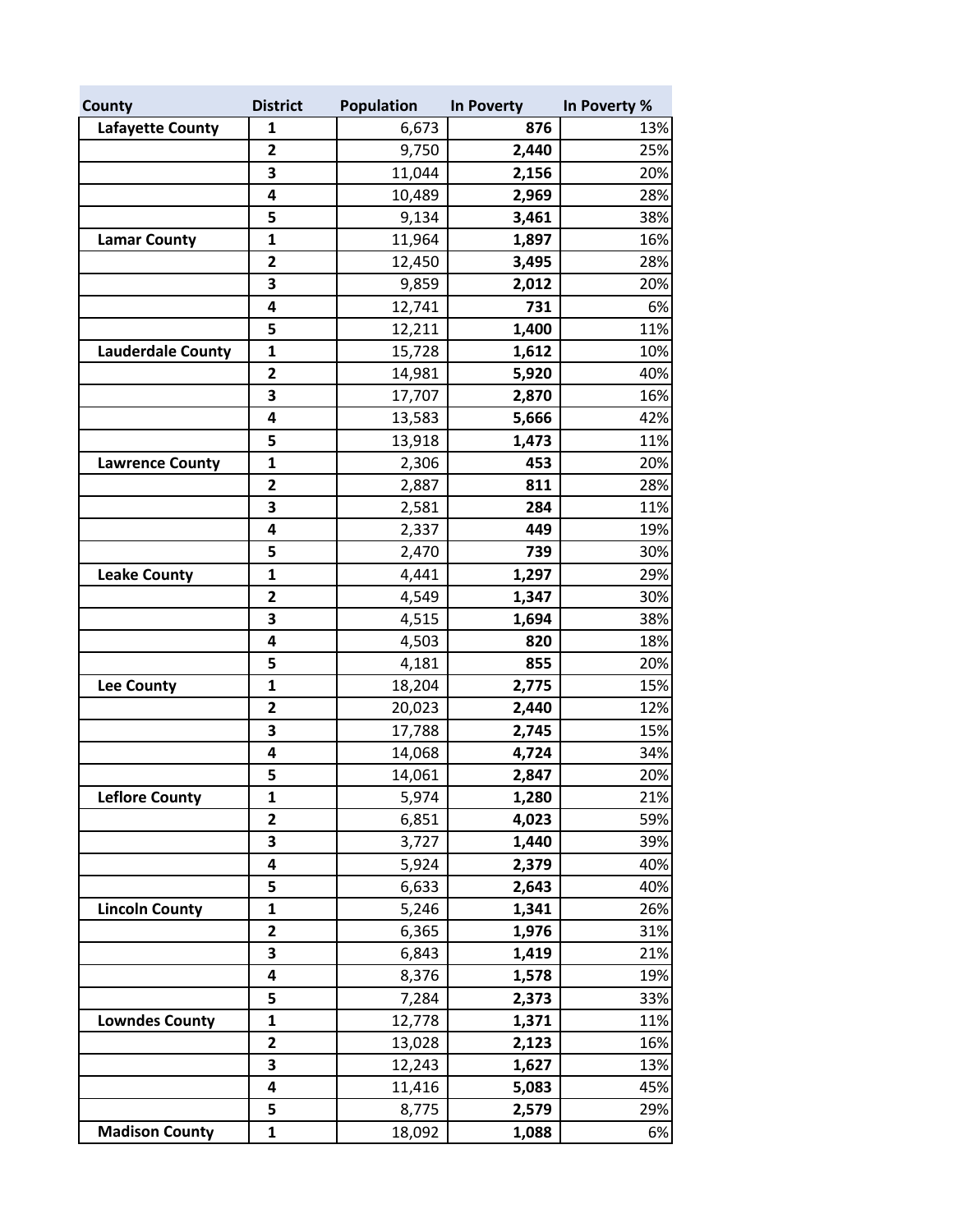| County | District | Population | In Poverty | In Poverty % |
|---|---|---|---|---|
| **Lafayette County** | **1** | 6,673 | **876** | 13% |
| | **2** | 9,750 | **2,440** | 25% |
| | **3** | 11,044 | **2,156** | 20% |
| | **4** | 10,489 | **2,969** | 28% |
| | **5** | 9,134 | **3,461** | 38% |
| **Lamar County** | **1** | 11,964 | **1,897** | 16% |
| | **2** | 12,450 | **3,495** | 28% |
| | **3** | 9,859 | **2,012** | 20% |
| | **4** | 12,741 | **731** | 6% |
| | **5** | 12,211 | **1,400** | 11% |
| **Lauderdale County** | **1** | 15,728 | **1,612** | 10% |
| | **2** | 14,981 | **5,920** | 40% |
| | **3** | 17,707 | **2,870** | 16% |
| | **4** | 13,583 | **5,666** | 42% |
| | **5** | 13,918 | **1,473** | 11% |
| **Lawrence County** | **1** | 2,306 | **453** | 20% |
| | **2** | 2,887 | **811** | 28% |
| | **3** | 2,581 | **284** | 11% |
| | **4** | 2,337 | **449** | 19% |
| | **5** | 2,470 | **739** | 30% |
| **Leake County** | **1** | 4,441 | **1,297** | 29% |
| | **2** | 4,549 | **1,347** | 30% |
| | **3** | 4,515 | **1,694** | 38% |
| | **4** | 4,503 | **820** | 18% |
| | **5** | 4,181 | **855** | 20% |
| **Lee County** | **1** | 18,204 | **2,775** | 15% |
| | **2** | 20,023 | **2,440** | 12% |
| | **3** | 17,788 | **2,745** | 15% |
| | **4** | 14,068 | **4,724** | 34% |
| | **5** | 14,061 | **2,847** | 20% |
| **Leflore County** | **1** | 5,974 | **1,280** | 21% |
| | **2** | 6,851 | **4,023** | 59% |
| | **3** | 3,727 | **1,440** | 39% |
| | **4** | 5,924 | **2,379** | 40% |
| | **5** | 6,633 | **2,643** | 40% |
| **Lincoln County** | **1** | 5,246 | **1,341** | 26% |
| | **2** | 6,365 | **1,976** | 31% |
| | **3** | 6,843 | **1,419** | 21% |
| | **4** | 8,376 | **1,578** | 19% |
| | **5** | 7,284 | **2,373** | 33% |
| **Lowndes County** | **1** | 12,778 | **1,371** | 11% |
| | **2** | 13,028 | **2,123** | 16% |
| | **3** | 12,243 | **1,627** | 13% |
| | **4** | 11,416 | **5,083** | 45% |
| | **5** | 8,775 | **2,579** | 29% |
| **Madison County** | **1** | 18,092 | **1,088** | 6% |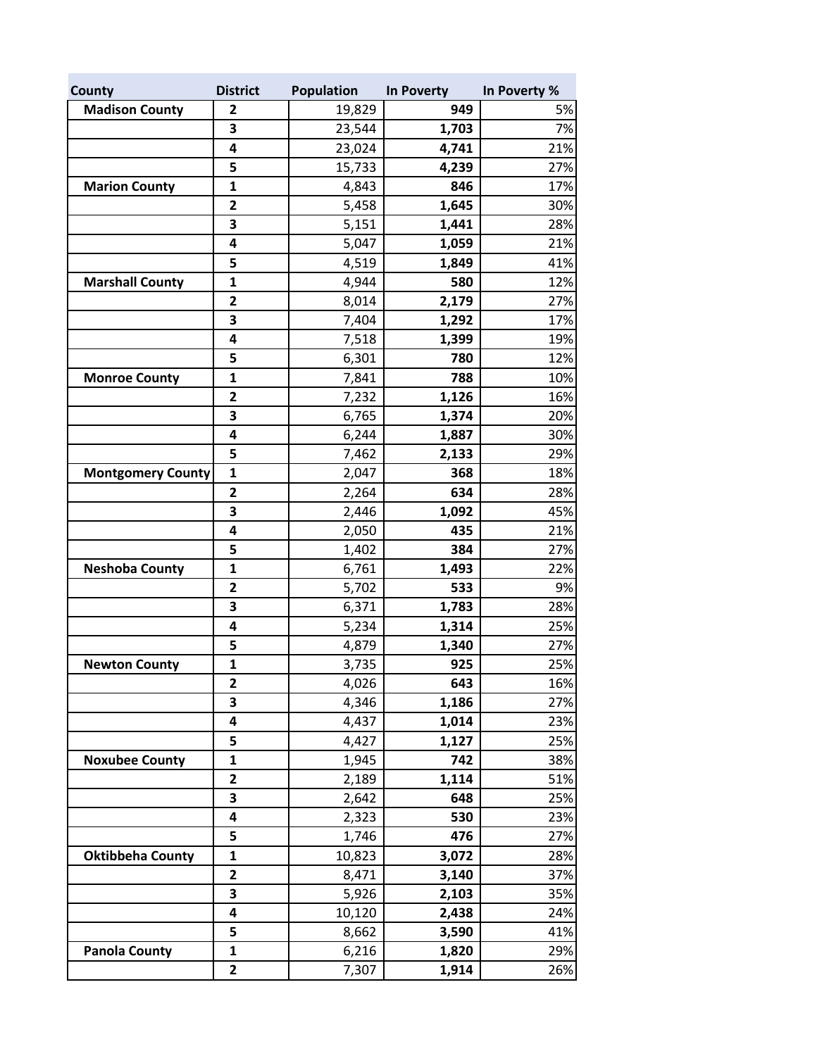| County | District | Population | In Poverty | In Poverty % |
|---|---|---|---|---|
| **Madison County** | **2** | 19,829 | **949** | 5% |
| | **3** | 23,544 | **1,703** | 7% |
| | **4** | 23,024 | **4,741** | 21% |
| | **5** | 15,733 | **4,239** | 27% |
| **Marion County** | **1** | 4,843 | **846** | 17% |
| | **2** | 5,458 | **1,645** | 30% |
| | **3** | 5,151 | **1,441** | 28% |
| | **4** | 5,047 | **1,059** | 21% |
| | **5** | 4,519 | **1,849** | 41% |
| **Marshall County** | **1** | 4,944 | **580** | 12% |
| | **2** | 8,014 | **2,179** | 27% |
| | **3** | 7,404 | **1,292** | 17% |
| | **4** | 7,518 | **1,399** | 19% |
| | **5** | 6,301 | **780** | 12% |
| **Monroe County** | **1** | 7,841 | **788** | 10% |
| | **2** | 7,232 | **1,126** | 16% |
| | **3** | 6,765 | **1,374** | 20% |
| | **4** | 6,244 | **1,887** | 30% |
| | **5** | 7,462 | **2,133** | 29% |
| **Montgomery County** | **1** | 2,047 | **368** | 18% |
| | **2** | 2,264 | **634** | 28% |
| | **3** | 2,446 | **1,092** | 45% |
| | **4** | 2,050 | **435** | 21% |
| | **5** | 1,402 | **384** | 27% |
| **Neshoba County** | **1** | 6,761 | **1,493** | 22% |
| | **2** | 5,702 | **533** | 9% |
| | **3** | 6,371 | **1,783** | 28% |
| | **4** | 5,234 | **1,314** | 25% |
| | **5** | 4,879 | **1,340** | 27% |
| **Newton County** | **1** | 3,735 | **925** | 25% |
| | **2** | 4,026 | **643** | 16% |
| | **3** | 4,346 | **1,186** | 27% |
| | **4** | 4,437 | **1,014** | 23% |
| | **5** | 4,427 | **1,127** | 25% |
| **Noxubee County** | **1** | 1,945 | **742** | 38% |
| | **2** | 2,189 | **1,114** | 51% |
| | **3** | 2,642 | **648** | 25% |
| | **4** | 2,323 | **530** | 23% |
| | **5** | 1,746 | **476** | 27% |
| **Oktibbeha County** | **1** | 10,823 | **3,072** | 28% |
| | **2** | 8,471 | **3,140** | 37% |
| | **3** | 5,926 | **2,103** | 35% |
| | **4** | 10,120 | **2,438** | 24% |
| | **5** | 8,662 | **3,590** | 41% |
| **Panola County** | **1** | 6,216 | **1,820** | 29% |
| | **2** | 7,307 | **1,914** | 26% |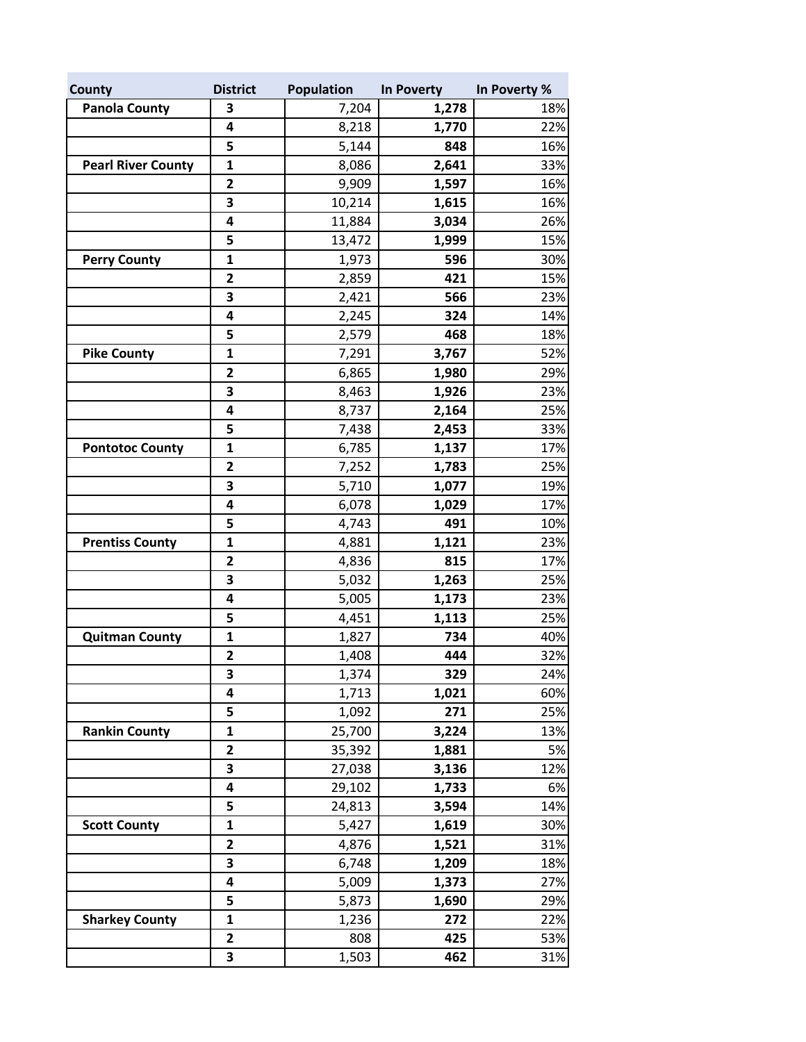| County | District | Population | In Poverty | In Poverty % |
|---|---|---|---|---|
| **Panola County** | **3** | 7,204 | **1,278** | 18% |
| | **4** | 8,218 | **1,770** | 22% |
| | **5** | 5,144 | **848** | 16% |
| **Pearl River County** | **1** | 8,086 | **2,641** | 33% |
| | **2** | 9,909 | **1,597** | 16% |
| | **3** | 10,214 | **1,615** | 16% |
| | **4** | 11,884 | **3,034** | 26% |
| | **5** | 13,472 | **1,999** | 15% |
| **Perry County** | **1** | 1,973 | **596** | 30% |
| | **2** | 2,859 | **421** | 15% |
| | **3** | 2,421 | **566** | 23% |
| | **4** | 2,245 | **324** | 14% |
| | **5** | 2,579 | **468** | 18% |
| **Pike County** | **1** | 7,291 | **3,767** | 52% |
| | **2** | 6,865 | **1,980** | 29% |
| | **3** | 8,463 | **1,926** | 23% |
| | **4** | 8,737 | **2,164** | 25% |
| | **5** | 7,438 | **2,453** | 33% |
| **Pontotoc County** | **1** | 6,785 | **1,137** | 17% |
| | **2** | 7,252 | **1,783** | 25% |
| | **3** | 5,710 | **1,077** | 19% |
| | **4** | 6,078 | **1,029** | 17% |
| | **5** | 4,743 | **491** | 10% |
| **Prentiss County** | **1** | 4,881 | **1,121** | 23% |
| | **2** | 4,836 | **815** | 17% |
| | **3** | 5,032 | **1,263** | 25% |
| | **4** | 5,005 | **1,173** | 23% |
| | **5** | 4,451 | **1,113** | 25% |
| **Quitman County** | **1** | 1,827 | **734** | 40% |
| | **2** | 1,408 | **444** | 32% |
| | **3** | 1,374 | **329** | 24% |
| | **4** | 1,713 | **1,021** | 60% |
| | **5** | 1,092 | **271** | 25% |
| **Rankin County** | **1** | 25,700 | **3,224** | 13% |
| | **2** | 35,392 | **1,881** | 5% |
| | **3** | 27,038 | **3,136** | 12% |
| | **4** | 29,102 | **1,733** | 6% |
| | **5** | 24,813 | **3,594** | 14% |
| **Scott County** | **1** | 5,427 | **1,619** | 30% |
| | **2** | 4,876 | **1,521** | 31% |
| | **3** | 6,748 | **1,209** | 18% |
| | **4** | 5,009 | **1,373** | 27% |
| | **5** | 5,873 | **1,690** | 29% |
| **Sharkey County** | **1** | 1,236 | **272** | 22% |
| | **2** | 808 | **425** | 53% |
| | **3** | 1,503 | **462** | 31% |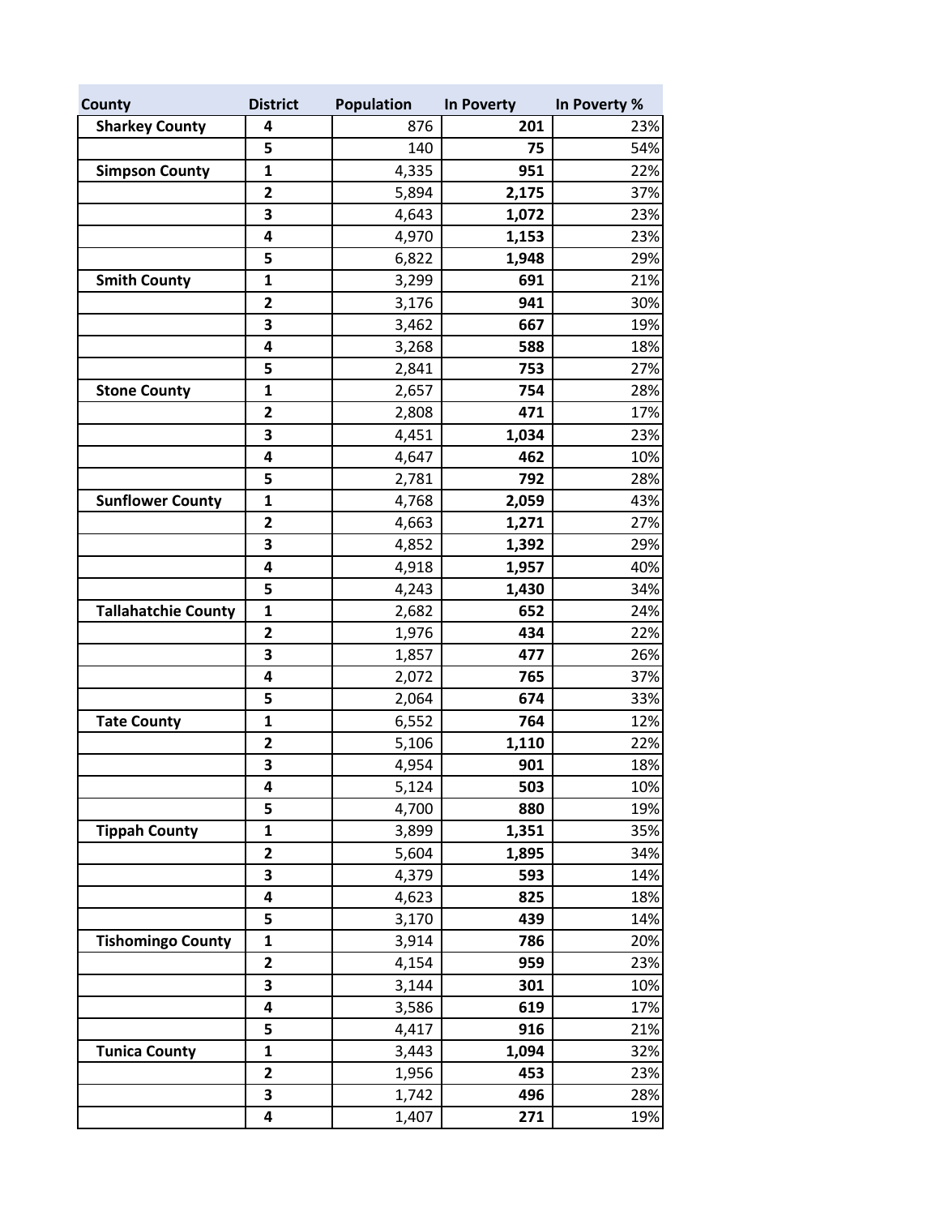| County | District | Population | In Poverty | In Poverty % |
|---|---|---|---|---|
| **Sharkey County** | **4** | 876 | **201** | 23% |
| | **5** | 140 | **75** | 54% |
| **Simpson County** | **1** | 4,335 | **951** | 22% |
| | **2** | 5,894 | **2,175** | 37% |
| | **3** | 4,643 | **1,072** | 23% |
| | **4** | 4,970 | **1,153** | 23% |
| | **5** | 6,822 | **1,948** | 29% |
| **Smith County** | **1** | 3,299 | **691** | 21% |
| | **2** | 3,176 | **941** | 30% |
| | **3** | 3,462 | **667** | 19% |
| | **4** | 3,268 | **588** | 18% |
| | **5** | 2,841 | **753** | 27% |
| **Stone County** | **1** | 2,657 | **754** | 28% |
| | **2** | 2,808 | **471** | 17% |
| | **3** | 4,451 | **1,034** | 23% |
| | **4** | 4,647 | **462** | 10% |
| | **5** | 2,781 | **792** | 28% |
| **Sunflower County** | **1** | 4,768 | **2,059** | 43% |
| | **2** | 4,663 | **1,271** | 27% |
| | **3** | 4,852 | **1,392** | 29% |
| | **4** | 4,918 | **1,957** | 40% |
| | **5** | 4,243 | **1,430** | 34% |
| **Tallahatchie County** | **1** | 2,682 | **652** | 24% |
| | **2** | 1,976 | **434** | 22% |
| | **3** | 1,857 | **477** | 26% |
| | **4** | 2,072 | **765** | 37% |
| | **5** | 2,064 | **674** | 33% |
| **Tate County** | **1** | 6,552 | **764** | 12% |
| | **2** | 5,106 | **1,110** | 22% |
| | **3** | 4,954 | **901** | 18% |
| | **4** | 5,124 | **503** | 10% |
| | **5** | 4,700 | **880** | 19% |
| **Tippah County** | **1** | 3,899 | **1,351** | 35% |
| | **2** | 5,604 | **1,895** | 34% |
| | **3** | 4,379 | **593** | 14% |
| | **4** | 4,623 | **825** | 18% |
| | **5** | 3,170 | **439** | 14% |
| **Tishomingo County** | **1** | 3,914 | **786** | 20% |
| | **2** | 4,154 | **959** | 23% |
| | **3** | 3,144 | **301** | 10% |
| | **4** | 3,586 | **619** | 17% |
| | **5** | 4,417 | **916** | 21% |
| **Tunica County** | **1** | 3,443 | **1,094** | 32% |
| | **2** | 1,956 | **453** | 23% |
| | **3** | 1,742 | **496** | 28% |
| | **4** | 1,407 | **271** | 19% |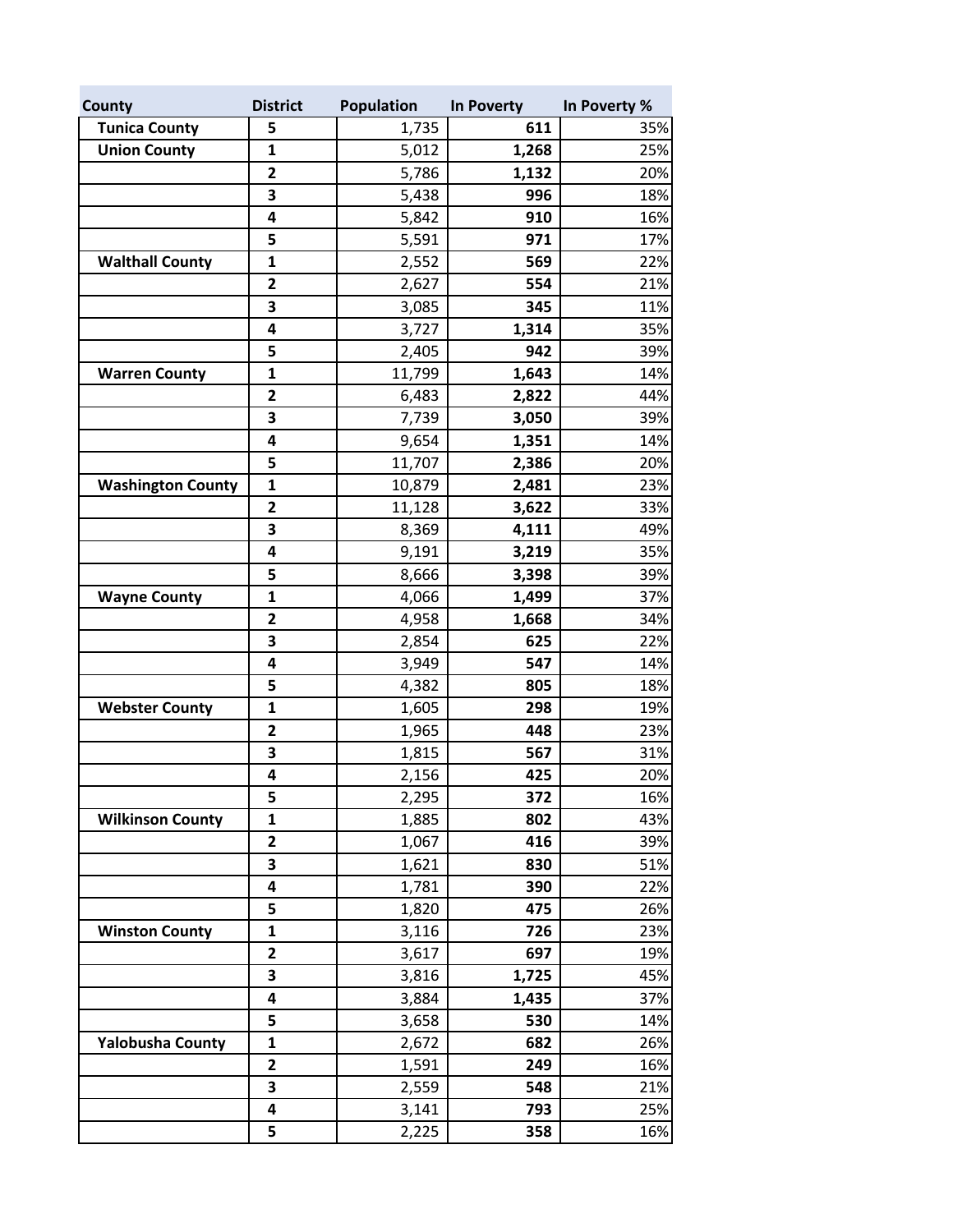| County | District | Population | In Poverty | In Poverty % |
|---|---|---|---|---|
| Tunica County | 5 | 1,735 | **611** | 35% |
| Union County | 1 | 5,012 | **1,268** | 25% |
| | 2 | 5,786 | **1,132** | 20% |
| | 3 | 5,438 | **996** | 18% |
| | 4 | 5,842 | **910** | 16% |
| | 5 | 5,591 | **971** | 17% |
| Walthall County | 1 | 2,552 | **569** | 22% |
| | 2 | 2,627 | **554** | 21% |
| | 3 | 3,085 | **345** | 11% |
| | 4 | 3,727 | **1,314** | 35% |
| | 5 | 2,405 | **942** | 39% |
| Warren County | 1 | 11,799 | **1,643** | 14% |
| | 2 | 6,483 | **2,822** | 44% |
| | 3 | 7,739 | **3,050** | 39% |
| | 4 | 9,654 | **1,351** | 14% |
| | 5 | 11,707 | **2,386** | 20% |
| Washington County | 1 | 10,879 | **2,481** | 23% |
| | 2 | 11,128 | **3,622** | 33% |
| | 3 | 8,369 | **4,111** | 49% |
| | 4 | 9,191 | **3,219** | 35% |
| | 5 | 8,666 | **3,398** | 39% |
| Wayne County | 1 | 4,066 | **1,499** | 37% |
| | 2 | 4,958 | **1,668** | 34% |
| | 3 | 2,854 | **625** | 22% |
| | 4 | 3,949 | **547** | 14% |
| | 5 | 4,382 | **805** | 18% |
| Webster County | 1 | 1,605 | **298** | 19% |
| | 2 | 1,965 | **448** | 23% |
| | 3 | 1,815 | **567** | 31% |
| | 4 | 2,156 | **425** | 20% |
| | 5 | 2,295 | **372** | 16% |
| Wilkinson County | 1 | 1,885 | **802** | 43% |
| | 2 | 1,067 | **416** | 39% |
| | 3 | 1,621 | **830** | 51% |
| | 4 | 1,781 | **390** | 22% |
| | 5 | 1,820 | **475** | 26% |
| Winston County | 1 | 3,116 | **726** | 23% |
| | 2 | 3,617 | **697** | 19% |
| | 3 | 3,816 | **1,725** | 45% |
| | 4 | 3,884 | **1,435** | 37% |
| | 5 | 3,658 | **530** | 14% |
| Yalobusha County | 1 | 2,672 | **682** | 26% |
| | 2 | 1,591 | **249** | 16% |
| | 3 | 2,559 | **548** | 21% |
| | 4 | 3,141 | **793** | 25% |
| | 5 | 2,225 | **358** | 16% |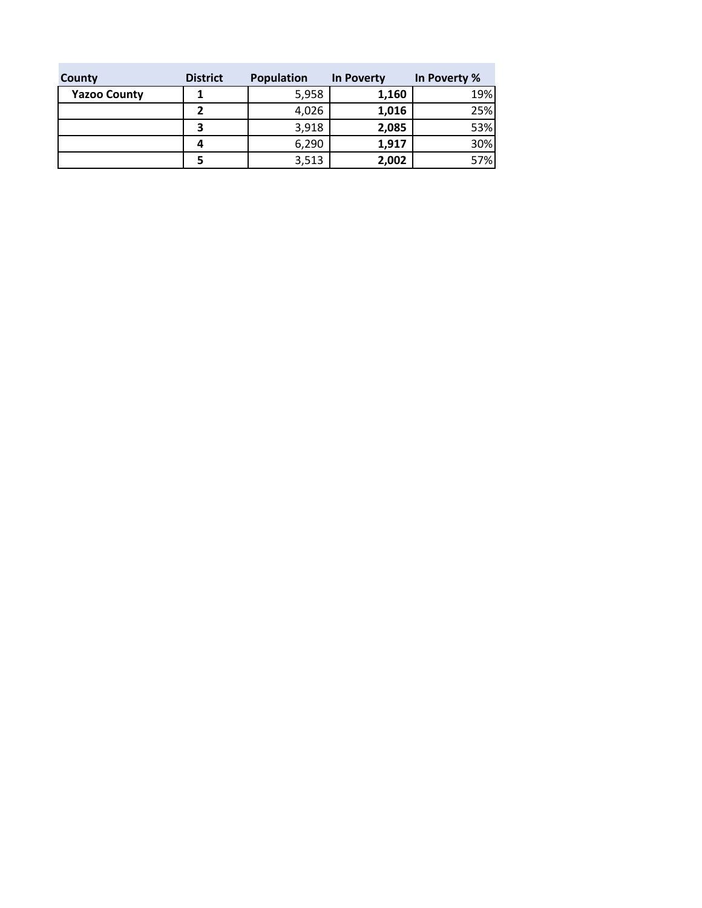| County | District | Population | In Poverty | In Poverty % |
|---|---|---|---|---|
| **Yazoo County** | **1** | 5,958 | **1,160** | 19% |
| | **2** | 4,026 | **1,016** | 25% |
| | **3** | 3,918 | **2,085** | 53% |
| | **4** | 6,290 | **1,917** | 30% |
| | **5** | 3,513 | **2,002** | 57% |